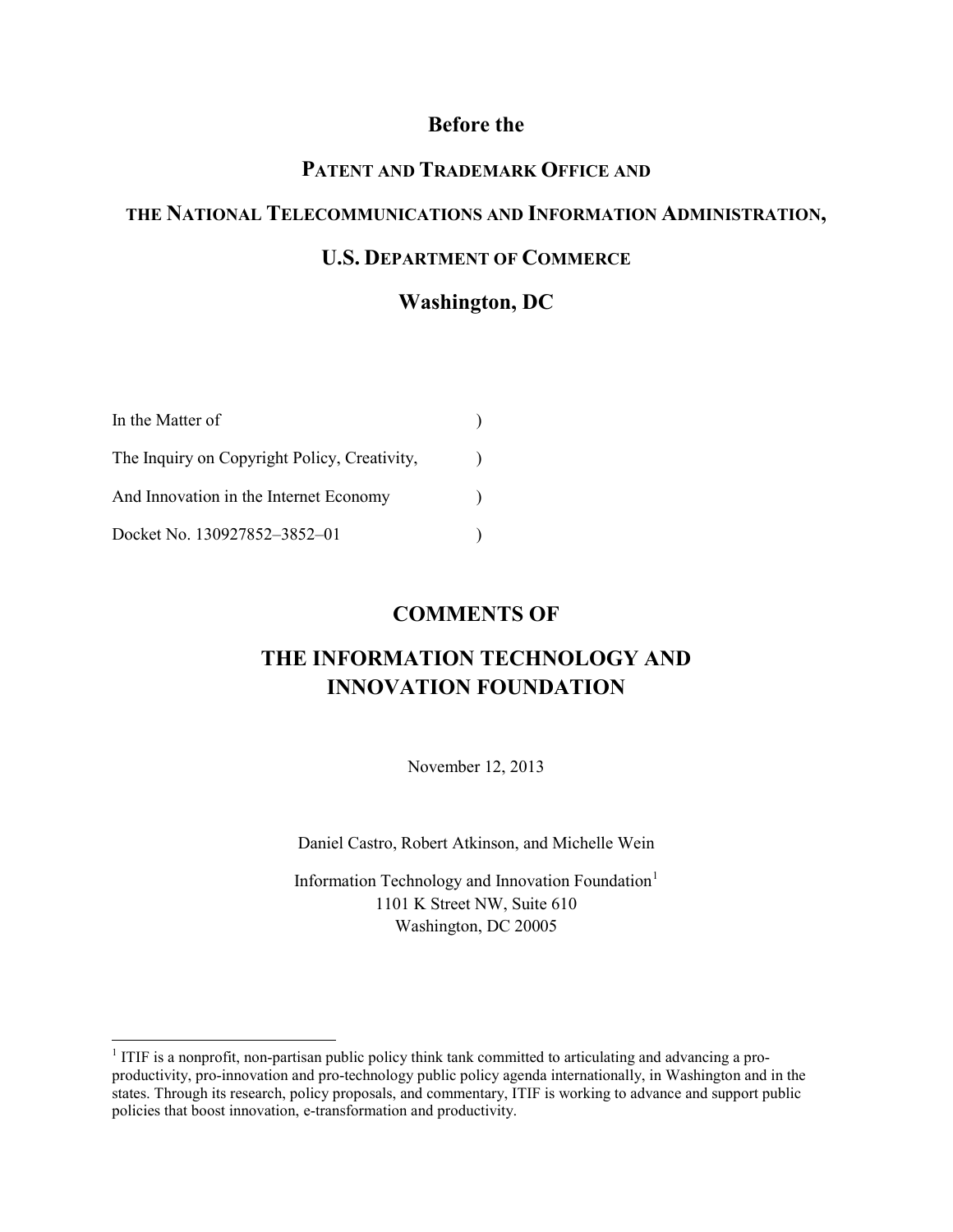**Before the**

**PATENT AND TRADEMARK OFFICE AND**

**THE NATIONAL TELECOMMUNICATIONS AND INFORMATION ADMINISTRATION,**

**U.S. DEPARTMENT OF COMMERCE**

**Washington, DC**

In the Matter of )

The Inquiry on Copyright Policy, Creativity, )

And Innovation in the Internet Economy )

Docket No. 130927852–3852–01 )

# COMMENTS OF

# THE INFORMATION TECHNOLOGY AND INNOVATION FOUNDATION

November 12, 2013

Daniel Castro, Robert Atkinson, and Michelle Wein

Information Technology and Innovation Foundation[1]
1101 K Street NW, Suite 610
Washington, DC 20005

---

[1] ITIF is a nonprofit, non-partisan public policy think tank committed to articulating and advancing a pro-productivity, pro-innovation and pro-technology public policy agenda internationally, in Washington and in the states. Through its research, policy proposals, and commentary, ITIF is working to advance and support public policies that boost innovation, e-transformation and productivity.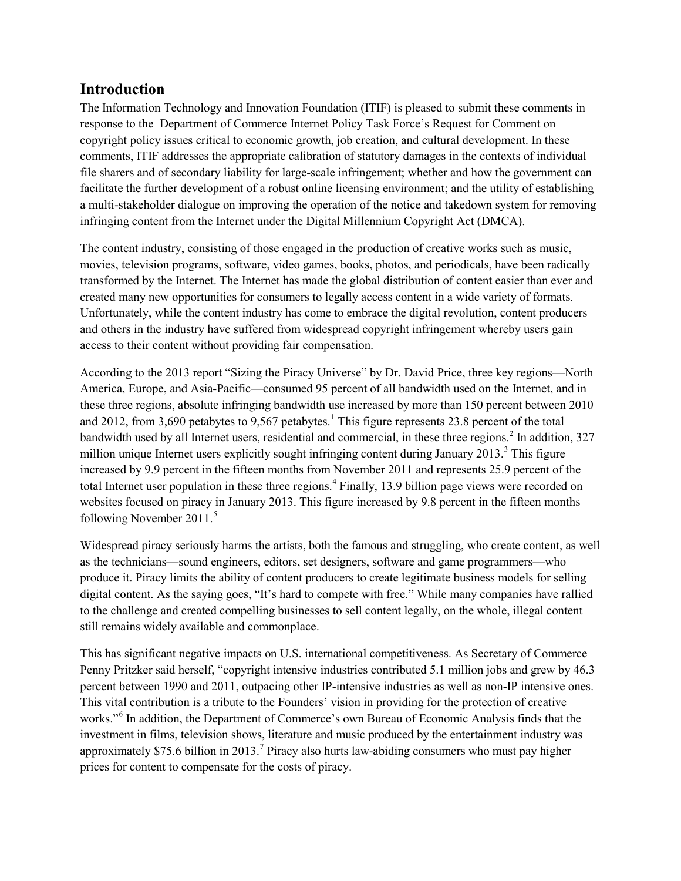## Introduction

The Information Technology and Innovation Foundation (ITIF) is pleased to submit these comments in response to the Department of Commerce Internet Policy Task Force's Request for Comment on copyright policy issues critical to economic growth, job creation, and cultural development. In these comments, ITIF addresses the appropriate calibration of statutory damages in the contexts of individual file sharers and of secondary liability for large-scale infringement; whether and how the government can facilitate the further development of a robust online licensing environment; and the utility of establishing a multi-stakeholder dialogue on improving the operation of the notice and takedown system for removing infringing content from the Internet under the Digital Millennium Copyright Act (DMCA).

The content industry, consisting of those engaged in the production of creative works such as music, movies, television programs, software, video games, books, photos, and periodicals, have been radically transformed by the Internet. The Internet has made the global distribution of content easier than ever and created many new opportunities for consumers to legally access content in a wide variety of formats. Unfortunately, while the content industry has come to embrace the digital revolution, content producers and others in the industry have suffered from widespread copyright infringement whereby users gain access to their content without providing fair compensation.

According to the 2013 report "Sizing the Piracy Universe" by Dr. David Price, three key regions—North America, Europe, and Asia-Pacific—consumed 95 percent of all bandwidth used on the Internet, and in these three regions, absolute infringing bandwidth use increased by more than 150 percent between 2010 and 2012, from 3,690 petabytes to 9,567 petabytes.[1] This figure represents 23.8 percent of the total bandwidth used by all Internet users, residential and commercial, in these three regions.[2] In addition, 327 million unique Internet users explicitly sought infringing content during January 2013.[3] This figure increased by 9.9 percent in the fifteen months from November 2011 and represents 25.9 percent of the total Internet user population in these three regions.[4] Finally, 13.9 billion page views were recorded on websites focused on piracy in January 2013. This figure increased by 9.8 percent in the fifteen months following November 2011.[5]

Widespread piracy seriously harms the artists, both the famous and struggling, who create content, as well as the technicians—sound engineers, editors, set designers, software and game programmers—who produce it. Piracy limits the ability of content producers to create legitimate business models for selling digital content. As the saying goes, "It's hard to compete with free." While many companies have rallied to the challenge and created compelling businesses to sell content legally, on the whole, illegal content still remains widely available and commonplace.

This has significant negative impacts on U.S. international competitiveness. As Secretary of Commerce Penny Pritzker said herself, "copyright intensive industries contributed 5.1 million jobs and grew by 46.3 percent between 1990 and 2011, outpacing other IP-intensive industries as well as non-IP intensive ones. This vital contribution is a tribute to the Founders' vision in providing for the protection of creative works."[6] In addition, the Department of Commerce's own Bureau of Economic Analysis finds that the investment in films, television shows, literature and music produced by the entertainment industry was approximately $75.6 billion in 2013.[7] Piracy also hurts law-abiding consumers who must pay higher prices for content to compensate for the costs of piracy.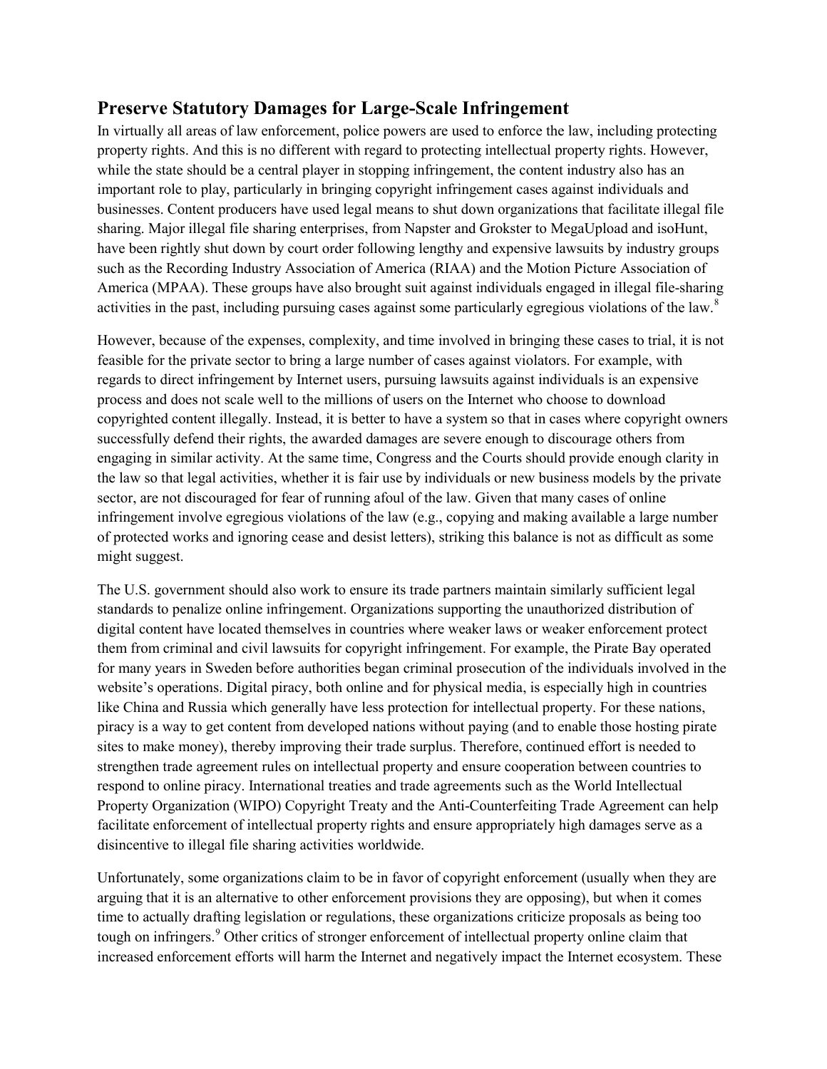## Preserve Statutory Damages for Large-Scale Infringement

In virtually all areas of law enforcement, police powers are used to enforce the law, including protecting property rights. And this is no different with regard to protecting intellectual property rights. However, while the state should be a central player in stopping infringement, the content industry also has an important role to play, particularly in bringing copyright infringement cases against individuals and businesses. Content producers have used legal means to shut down organizations that facilitate illegal file sharing. Major illegal file sharing enterprises, from Napster and Grokster to MegaUpload and isoHunt, have been rightly shut down by court order following lengthy and expensive lawsuits by industry groups such as the Recording Industry Association of America (RIAA) and the Motion Picture Association of America (MPAA). These groups have also brought suit against individuals engaged in illegal file-sharing activities in the past, including pursuing cases against some particularly egregious violations of the law.[8]

However, because of the expenses, complexity, and time involved in bringing these cases to trial, it is not feasible for the private sector to bring a large number of cases against violators. For example, with regards to direct infringement by Internet users, pursuing lawsuits against individuals is an expensive process and does not scale well to the millions of users on the Internet who choose to download copyrighted content illegally. Instead, it is better to have a system so that in cases where copyright owners successfully defend their rights, the awarded damages are severe enough to discourage others from engaging in similar activity. At the same time, Congress and the Courts should provide enough clarity in the law so that legal activities, whether it is fair use by individuals or new business models by the private sector, are not discouraged for fear of running afoul of the law. Given that many cases of online infringement involve egregious violations of the law (e.g., copying and making available a large number of protected works and ignoring cease and desist letters), striking this balance is not as difficult as some might suggest.

The U.S. government should also work to ensure its trade partners maintain similarly sufficient legal standards to penalize online infringement. Organizations supporting the unauthorized distribution of digital content have located themselves in countries where weaker laws or weaker enforcement protect them from criminal and civil lawsuits for copyright infringement. For example, the Pirate Bay operated for many years in Sweden before authorities began criminal prosecution of the individuals involved in the website's operations. Digital piracy, both online and for physical media, is especially high in countries like China and Russia which generally have less protection for intellectual property. For these nations, piracy is a way to get content from developed nations without paying (and to enable those hosting pirate sites to make money), thereby improving their trade surplus. Therefore, continued effort is needed to strengthen trade agreement rules on intellectual property and ensure cooperation between countries to respond to online piracy. International treaties and trade agreements such as the World Intellectual Property Organization (WIPO) Copyright Treaty and the Anti-Counterfeiting Trade Agreement can help facilitate enforcement of intellectual property rights and ensure appropriately high damages serve as a disincentive to illegal file sharing activities worldwide.

Unfortunately, some organizations claim to be in favor of copyright enforcement (usually when they are arguing that it is an alternative to other enforcement provisions they are opposing), but when it comes time to actually drafting legislation or regulations, these organizations criticize proposals as being too tough on infringers.[9] Other critics of stronger enforcement of intellectual property online claim that increased enforcement efforts will harm the Internet and negatively impact the Internet ecosystem. These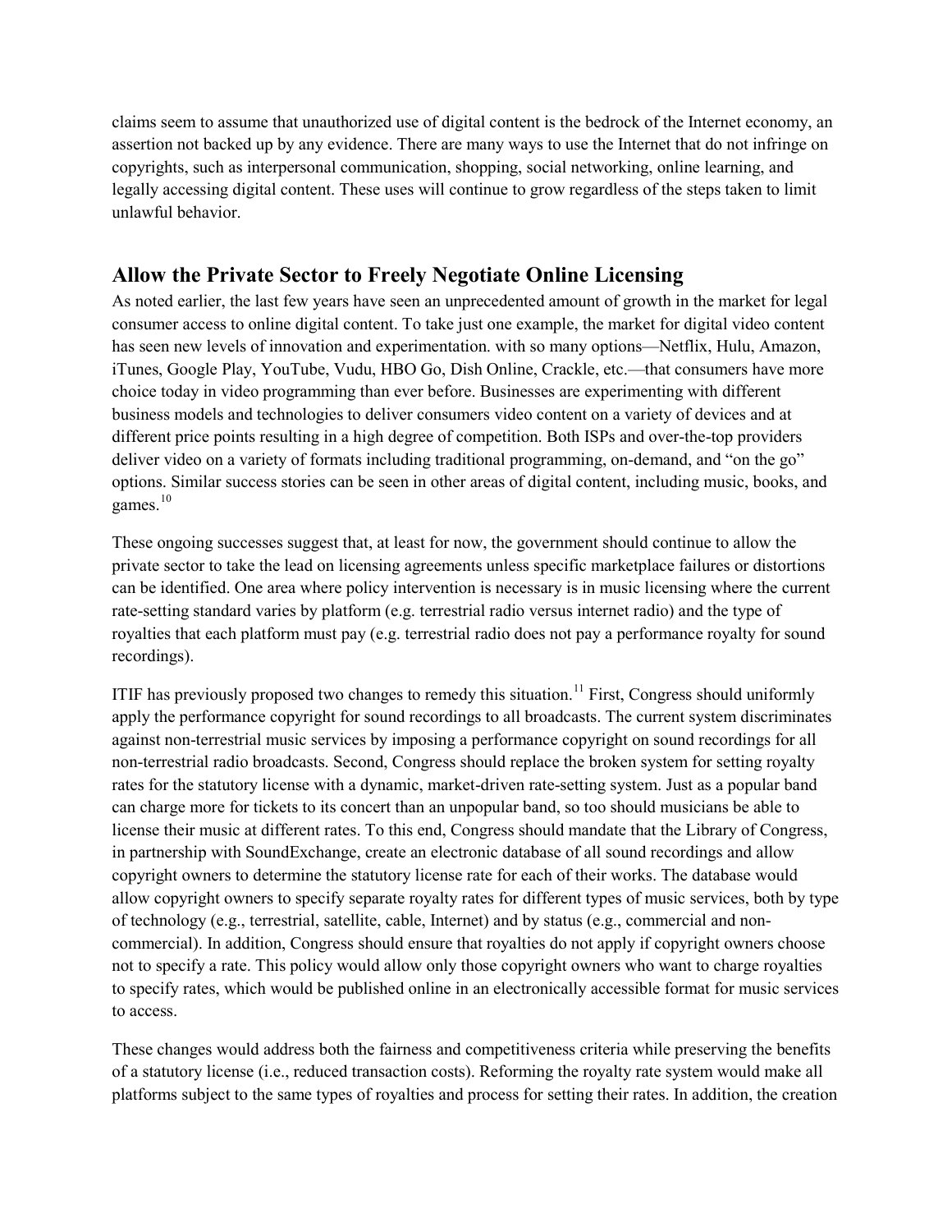claims seem to assume that unauthorized use of digital content is the bedrock of the Internet economy, an assertion not backed up by any evidence. There are many ways to use the Internet that do not infringe on copyrights, such as interpersonal communication, shopping, social networking, online learning, and legally accessing digital content. These uses will continue to grow regardless of the steps taken to limit unlawful behavior.

## Allow the Private Sector to Freely Negotiate Online Licensing

As noted earlier, the last few years have seen an unprecedented amount of growth in the market for legal consumer access to online digital content. To take just one example, the market for digital video content has seen new levels of innovation and experimentation. with so many options—Netflix, Hulu, Amazon, iTunes, Google Play, YouTube, Vudu, HBO Go, Dish Online, Crackle, etc.—that consumers have more choice today in video programming than ever before. Businesses are experimenting with different business models and technologies to deliver consumers video content on a variety of devices and at different price points resulting in a high degree of competition. Both ISPs and over-the-top providers deliver video on a variety of formats including traditional programming, on-demand, and "on the go" options. Similar success stories can be seen in other areas of digital content, including music, books, and games.[10]

These ongoing successes suggest that, at least for now, the government should continue to allow the private sector to take the lead on licensing agreements unless specific marketplace failures or distortions can be identified. One area where policy intervention is necessary is in music licensing where the current rate-setting standard varies by platform (e.g. terrestrial radio versus internet radio) and the type of royalties that each platform must pay (e.g. terrestrial radio does not pay a performance royalty for sound recordings).

ITIF has previously proposed two changes to remedy this situation.[11] First, Congress should uniformly apply the performance copyright for sound recordings to all broadcasts. The current system discriminates against non-terrestrial music services by imposing a performance copyright on sound recordings for all non-terrestrial radio broadcasts. Second, Congress should replace the broken system for setting royalty rates for the statutory license with a dynamic, market-driven rate-setting system. Just as a popular band can charge more for tickets to its concert than an unpopular band, so too should musicians be able to license their music at different rates. To this end, Congress should mandate that the Library of Congress, in partnership with SoundExchange, create an electronic database of all sound recordings and allow copyright owners to determine the statutory license rate for each of their works. The database would allow copyright owners to specify separate royalty rates for different types of music services, both by type of technology (e.g., terrestrial, satellite, cable, Internet) and by status (e.g., commercial and non-commercial). In addition, Congress should ensure that royalties do not apply if copyright owners choose not to specify a rate. This policy would allow only those copyright owners who want to charge royalties to specify rates, which would be published online in an electronically accessible format for music services to access.

These changes would address both the fairness and competitiveness criteria while preserving the benefits of a statutory license (i.e., reduced transaction costs). Reforming the royalty rate system would make all platforms subject to the same types of royalties and process for setting their rates. In addition, the creation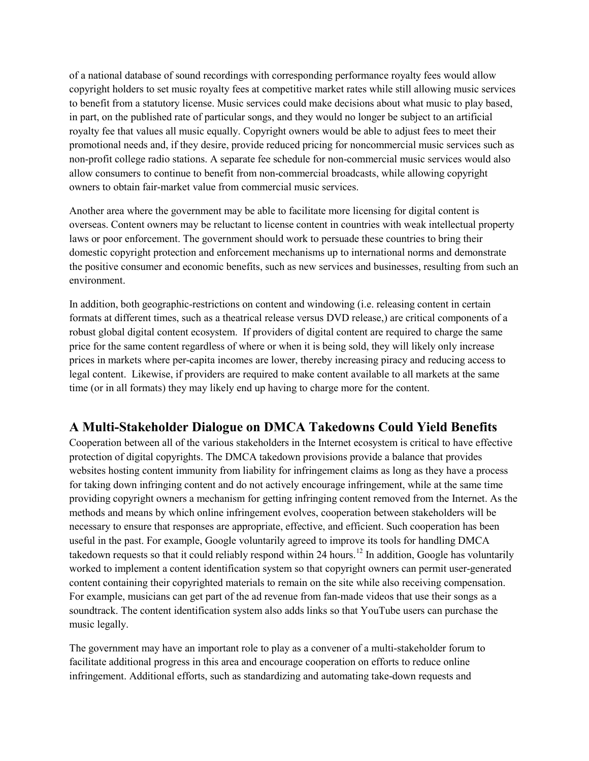of a national database of sound recordings with corresponding performance royalty fees would allow copyright holders to set music royalty fees at competitive market rates while still allowing music services to benefit from a statutory license. Music services could make decisions about what music to play based, in part, on the published rate of particular songs, and they would no longer be subject to an artificial royalty fee that values all music equally. Copyright owners would be able to adjust fees to meet their promotional needs and, if they desire, provide reduced pricing for noncommercial music services such as non-profit college radio stations. A separate fee schedule for non-commercial music services would also allow consumers to continue to benefit from non-commercial broadcasts, while allowing copyright owners to obtain fair-market value from commercial music services.

Another area where the government may be able to facilitate more licensing for digital content is overseas. Content owners may be reluctant to license content in countries with weak intellectual property laws or poor enforcement. The government should work to persuade these countries to bring their domestic copyright protection and enforcement mechanisms up to international norms and demonstrate the positive consumer and economic benefits, such as new services and businesses, resulting from such an environment.

In addition, both geographic-restrictions on content and windowing (i.e. releasing content in certain formats at different times, such as a theatrical release versus DVD release,) are critical components of a robust global digital content ecosystem. If providers of digital content are required to charge the same price for the same content regardless of where or when it is being sold, they will likely only increase prices in markets where per-capita incomes are lower, thereby increasing piracy and reducing access to legal content. Likewise, if providers are required to make content available to all markets at the same time (or in all formats) they may likely end up having to charge more for the content.

## A Multi-Stakeholder Dialogue on DMCA Takedowns Could Yield Benefits

Cooperation between all of the various stakeholders in the Internet ecosystem is critical to have effective protection of digital copyrights. The DMCA takedown provisions provide a balance that provides websites hosting content immunity from liability for infringement claims as long as they have a process for taking down infringing content and do not actively encourage infringement, while at the same time providing copyright owners a mechanism for getting infringing content removed from the Internet. As the methods and means by which online infringement evolves, cooperation between stakeholders will be necessary to ensure that responses are appropriate, effective, and efficient. Such cooperation has been useful in the past. For example, Google voluntarily agreed to improve its tools for handling DMCA takedown requests so that it could reliably respond within 24 hours.[12] In addition, Google has voluntarily worked to implement a content identification system so that copyright owners can permit user-generated content containing their copyrighted materials to remain on the site while also receiving compensation. For example, musicians can get part of the ad revenue from fan-made videos that use their songs as a soundtrack. The content identification system also adds links so that YouTube users can purchase the music legally.

The government may have an important role to play as a convener of a multi-stakeholder forum to facilitate additional progress in this area and encourage cooperation on efforts to reduce online infringement. Additional efforts, such as standardizing and automating take-down requests and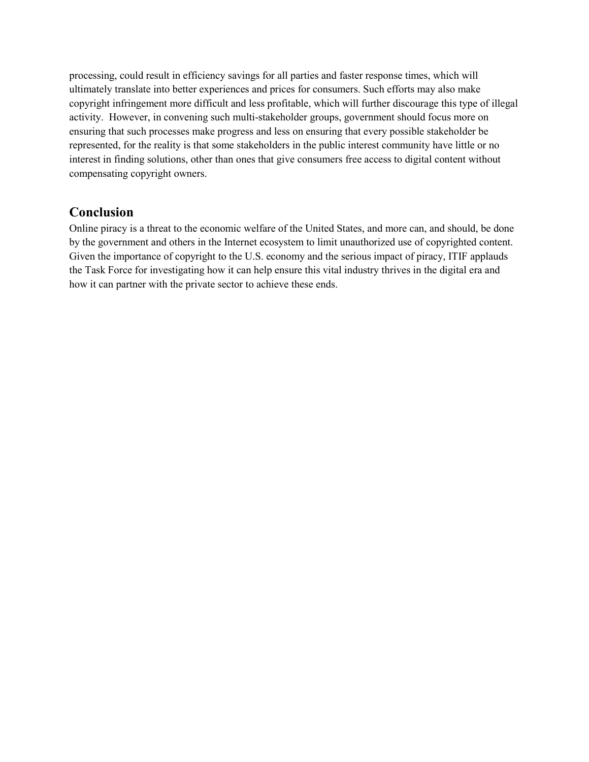processing, could result in efficiency savings for all parties and faster response times, which will ultimately translate into better experiences and prices for consumers. Such efforts may also make copyright infringement more difficult and less profitable, which will further discourage this type of illegal activity. However, in convening such multi-stakeholder groups, government should focus more on ensuring that such processes make progress and less on ensuring that every possible stakeholder be represented, for the reality is that some stakeholders in the public interest community have little or no interest in finding solutions, other than ones that give consumers free access to digital content without compensating copyright owners.

## Conclusion

Online piracy is a threat to the economic welfare of the United States, and more can, and should, be done by the government and others in the Internet ecosystem to limit unauthorized use of copyrighted content. Given the importance of copyright to the U.S. economy and the serious impact of piracy, ITIF applauds the Task Force for investigating how it can help ensure this vital industry thrives in the digital era and how it can partner with the private sector to achieve these ends.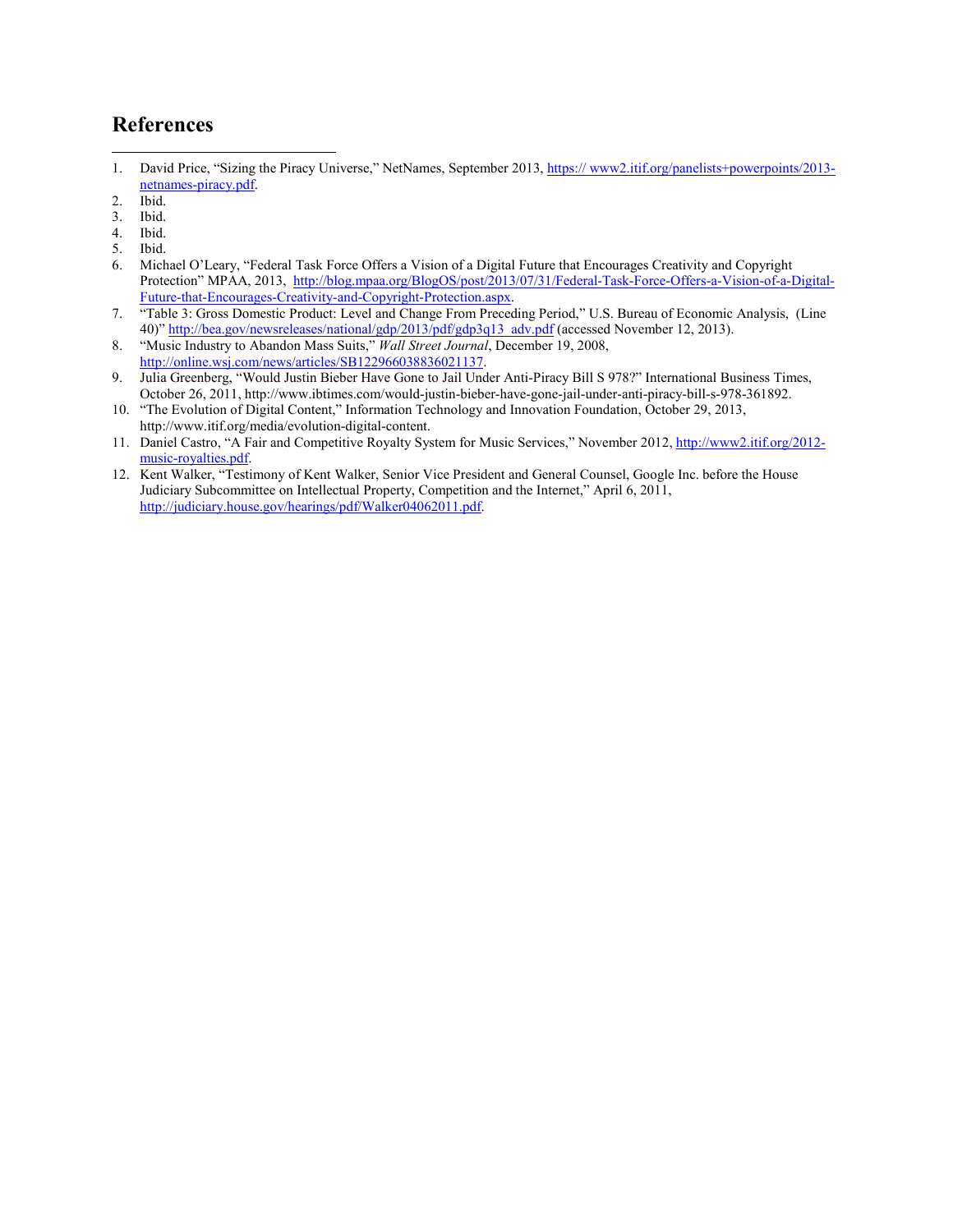## References

1. David Price, "Sizing the Piracy Universe," NetNames, September 2013, https:// www2.itif.org/panelists+powerpoints/2013-netnames-piracy.pdf.
2. Ibid.
3. Ibid.
4. Ibid.
5. Ibid.
6. Michael O'Leary, "Federal Task Force Offers a Vision of a Digital Future that Encourages Creativity and Copyright Protection" MPAA, 2013, http://blog.mpaa.org/BlogOS/post/2013/07/31/Federal-Task-Force-Offers-a-Vision-of-a-Digital-Future-that-Encourages-Creativity-and-Copyright-Protection.aspx.
7. "Table 3: Gross Domestic Product: Level and Change From Preceding Period," U.S. Bureau of Economic Analysis, (Line 40)" http://bea.gov/newsreleases/national/gdp/2013/pdf/gdp3q13_adv.pdf (accessed November 12, 2013).
8. "Music Industry to Abandon Mass Suits," *Wall Street Journal*, December 19, 2008, http://online.wsj.com/news/articles/SB122966038836021137.
9. Julia Greenberg, "Would Justin Bieber Have Gone to Jail Under Anti-Piracy Bill S 978?" International Business Times, October 26, 2011, http://www.ibtimes.com/would-justin-bieber-have-gone-jail-under-anti-piracy-bill-s-978-361892.
10. "The Evolution of Digital Content," Information Technology and Innovation Foundation, October 29, 2013, http://www.itif.org/media/evolution-digital-content.
11. Daniel Castro, "A Fair and Competitive Royalty System for Music Services," November 2012, http://www2.itif.org/2012-music-royalties.pdf.
12. Kent Walker, "Testimony of Kent Walker, Senior Vice President and General Counsel, Google Inc. before the House Judiciary Subcommittee on Intellectual Property, Competition and the Internet," April 6, 2011, http://judiciary.house.gov/hearings/pdf/Walker04062011.pdf.